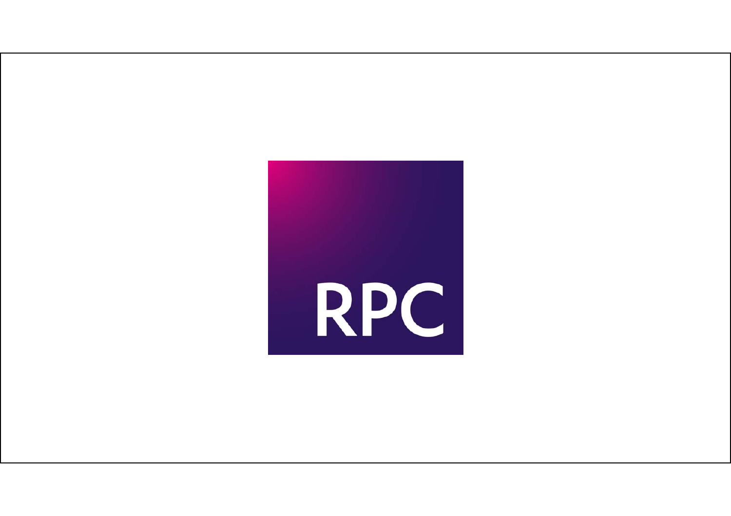RPC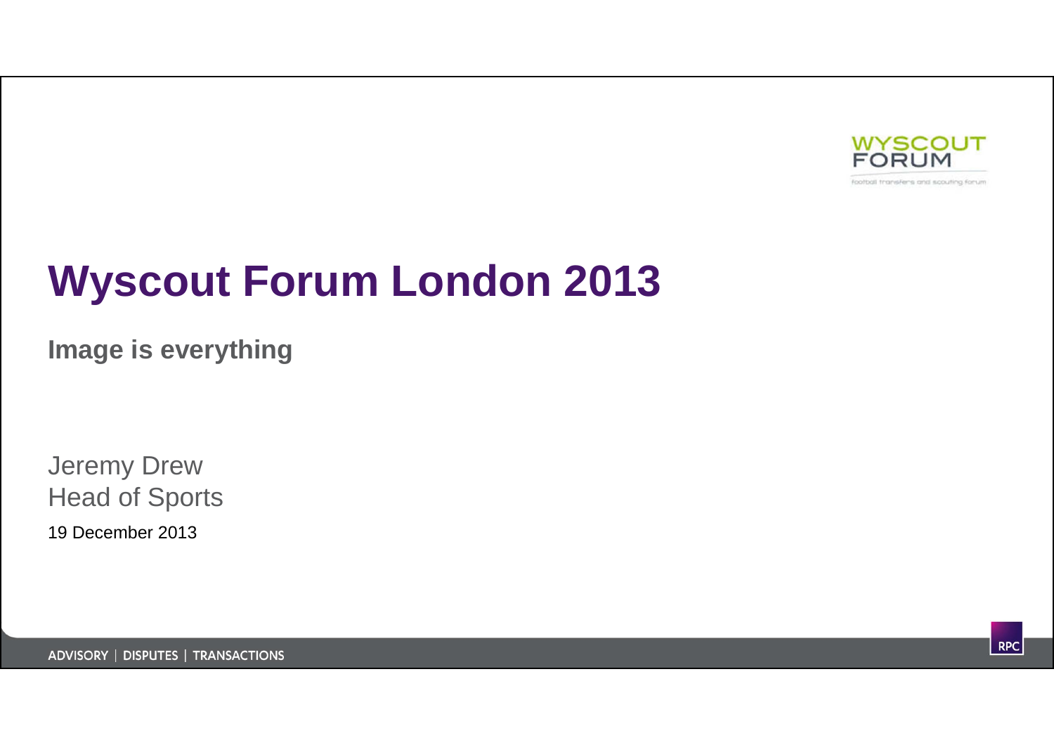# Wyscout Forum London 2013

**Image is everything**

Jeremy Drew
Head of Sports

19 December 2013

ADVISORY | DISPUTES | TRANSACTIONS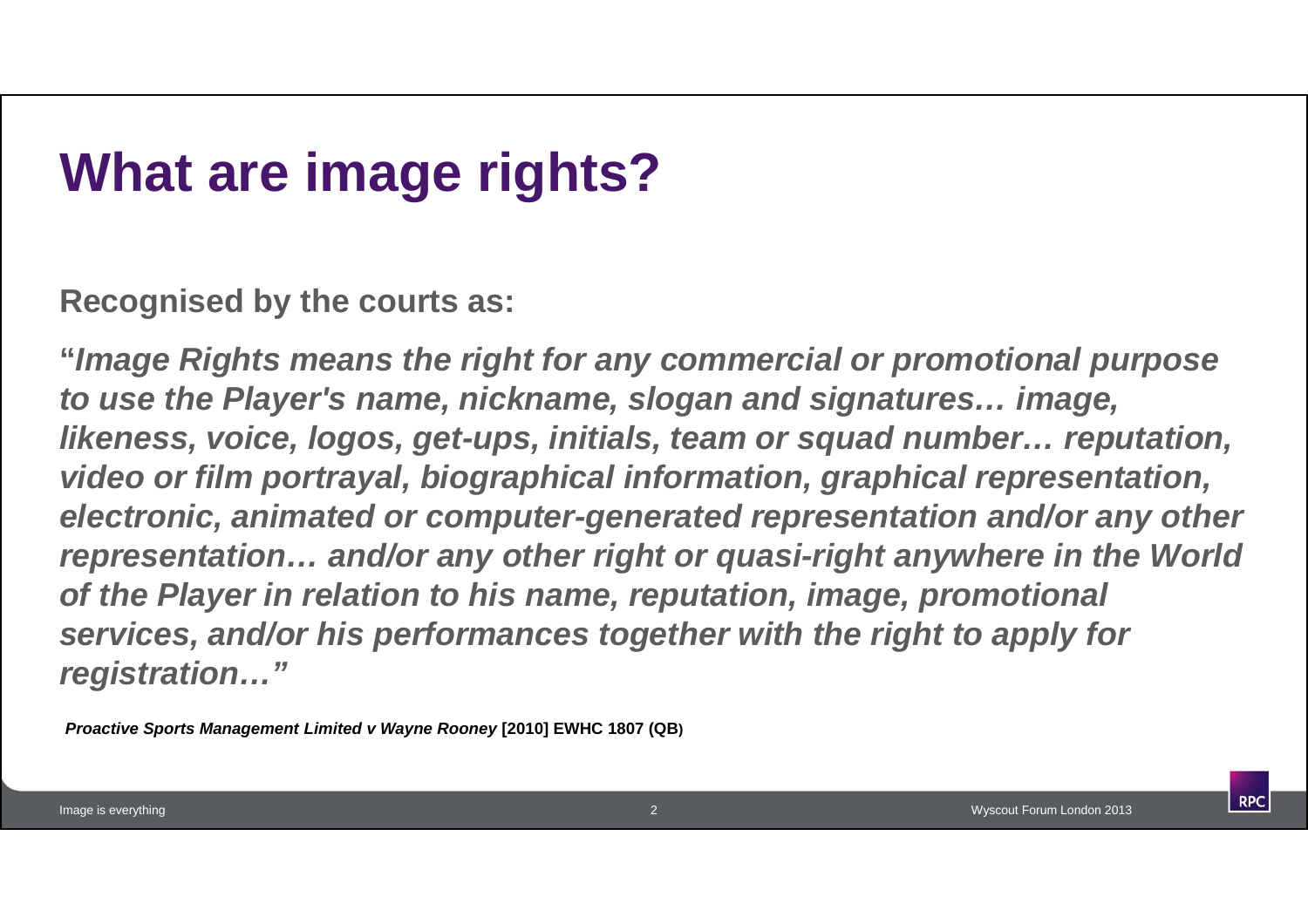# What are image rights?

**Recognised by the courts as:**

**"*Image Rights means the right for any commercial or promotional purpose to use the Player's name, nickname, slogan and signatures… image, likeness, voice, logos, get-ups, initials, team or squad number… reputation, video or film portrayal, biographical information, graphical representation, electronic, animated or computer-generated representation and/or any other representation… and/or any other right or quasi-right anywhere in the World of the Player in relation to his name, reputation, image, promotional services, and/or his performances together with the right to apply for registration…"***

***Proactive Sports Management Limited v Wayne Rooney* [2010] EWHC 1807 (QB)**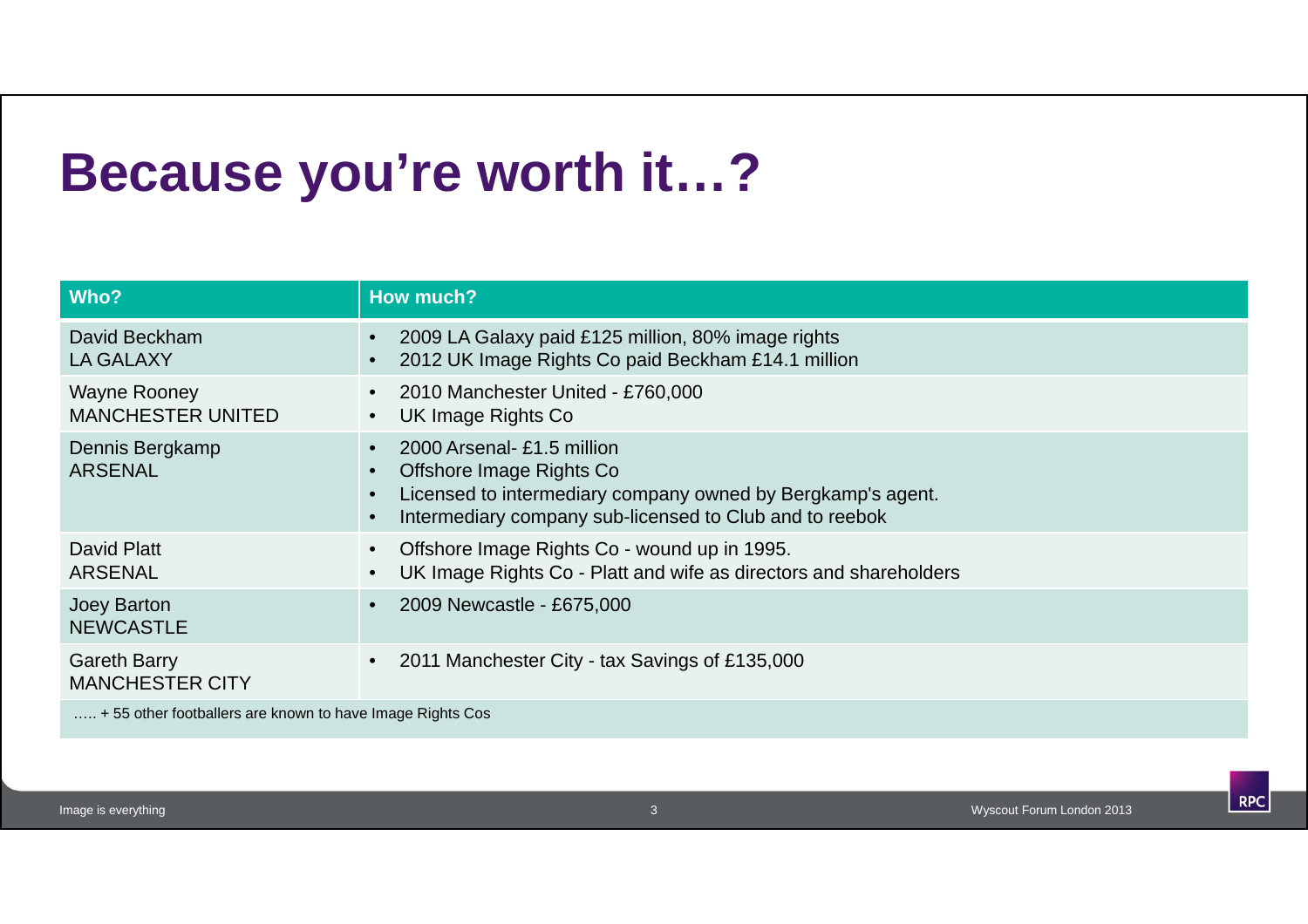# Because you're worth it…?

| Who? | How much? |
| --- | --- |
| David Beckham<br>LA GALAXY | • 2009 LA Galaxy paid £125 million, 80% image rights<br>• 2012 UK Image Rights Co paid Beckham £14.1 million |
| Wayne Rooney<br>MANCHESTER UNITED | • 2010 Manchester United - £760,000<br>• UK Image Rights Co |
| Dennis Bergkamp<br>ARSENAL | • 2000 Arsenal- £1.5 million<br>• Offshore Image Rights Co<br>• Licensed to intermediary company owned by Bergkamp's agent.<br>• Intermediary company sub-licensed to Club and to reebok |
| David Platt<br>ARSENAL | • Offshore Image Rights Co - wound up in 1995.<br>• UK Image Rights Co - Platt and wife as directors and shareholders |
| Joey Barton<br>NEWCASTLE | • 2009 Newcastle - £675,000 |
| Gareth Barry<br>MANCHESTER CITY | • 2011 Manchester City - tax Savings of £135,000 |
| ….. + 55 other footballers are known to have Image Rights Cos | |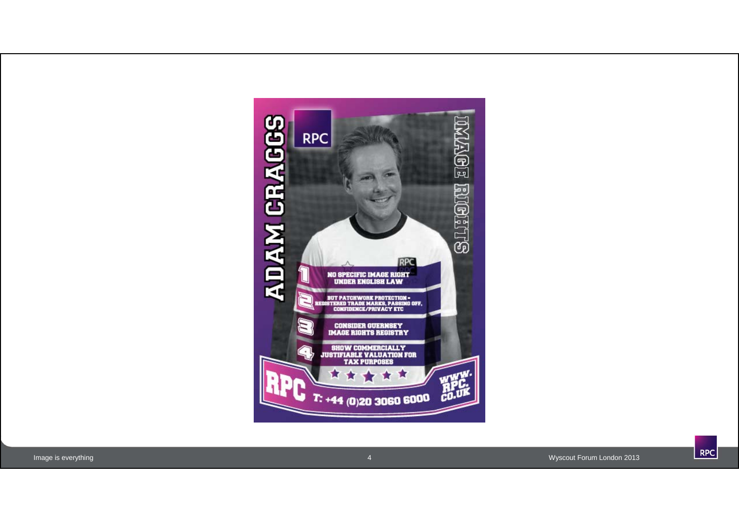ADAM CRAGGS

IMAGE RIGHTS

RPC

1. NO SPECIFIC IMAGE RIGHT UNDER ENGLISH LAW
2. BUT PATCHWORK PROTECTION – REGISTERED TRADE MARKS, PASSING OFF, CONFIDENCE/PRIVACY ETC
3. CONSIDER GUERNSEY IMAGE RIGHTS REGISTRY
4. SHOW COMMERCIALLY JUSTIFIABLE VALUATION FOR TAX PURPOSES

RPC T: +44 (0)20 3060 6000 WWW.RPC.CO.UK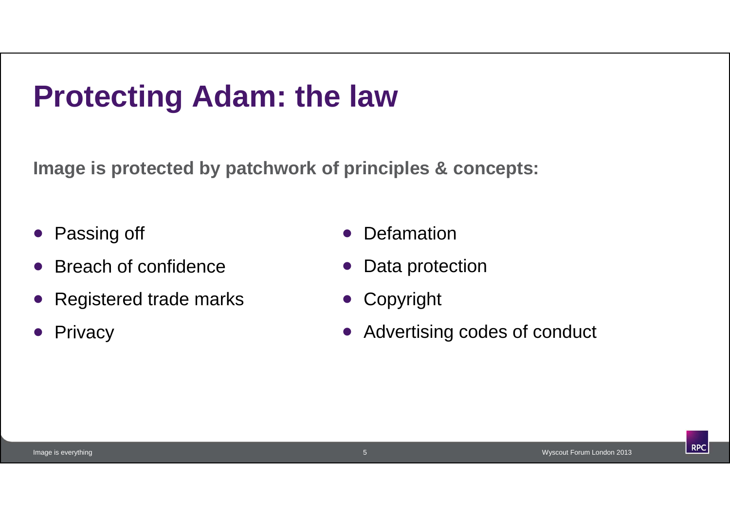# Protecting Adam: the law

**Image is protected by patchwork of principles & concepts:**

- Passing off
- Breach of confidence
- Registered trade marks
- Privacy
- Defamation
- Data protection
- Copyright
- Advertising codes of conduct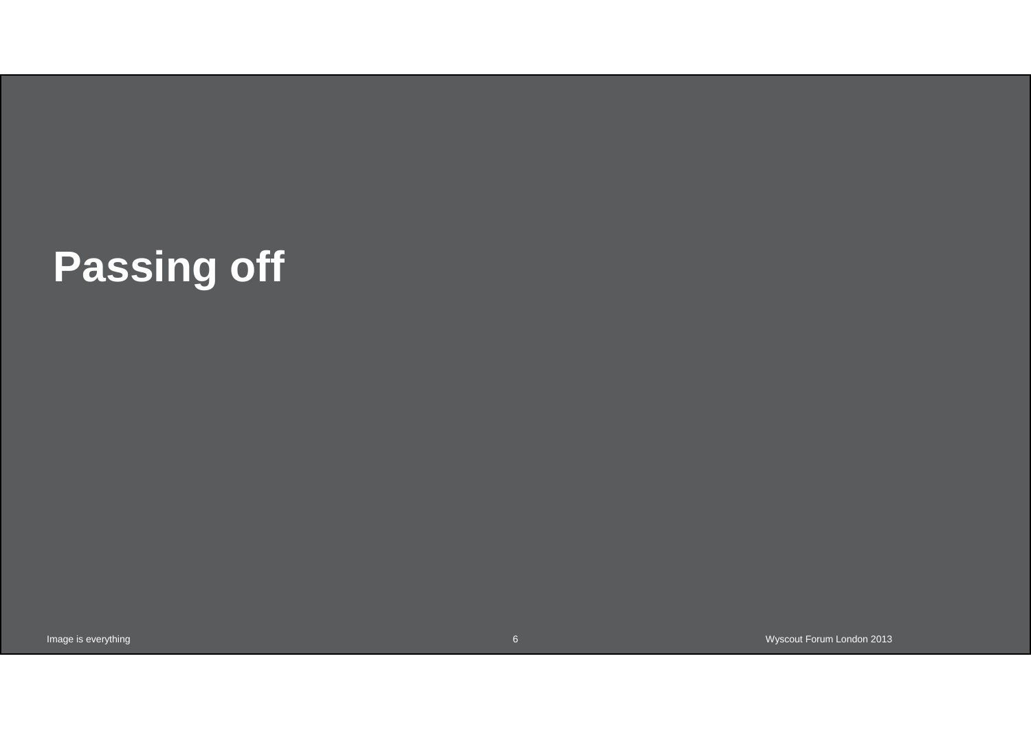# Passing off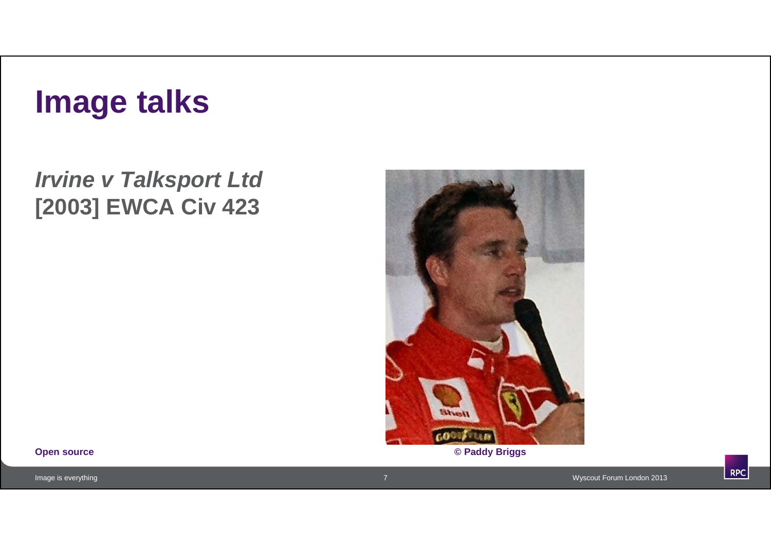# Image talks

***Irvine v Talksport Ltd***
**[2003] EWCA Civ 423**

**Open source**

**© Paddy Briggs**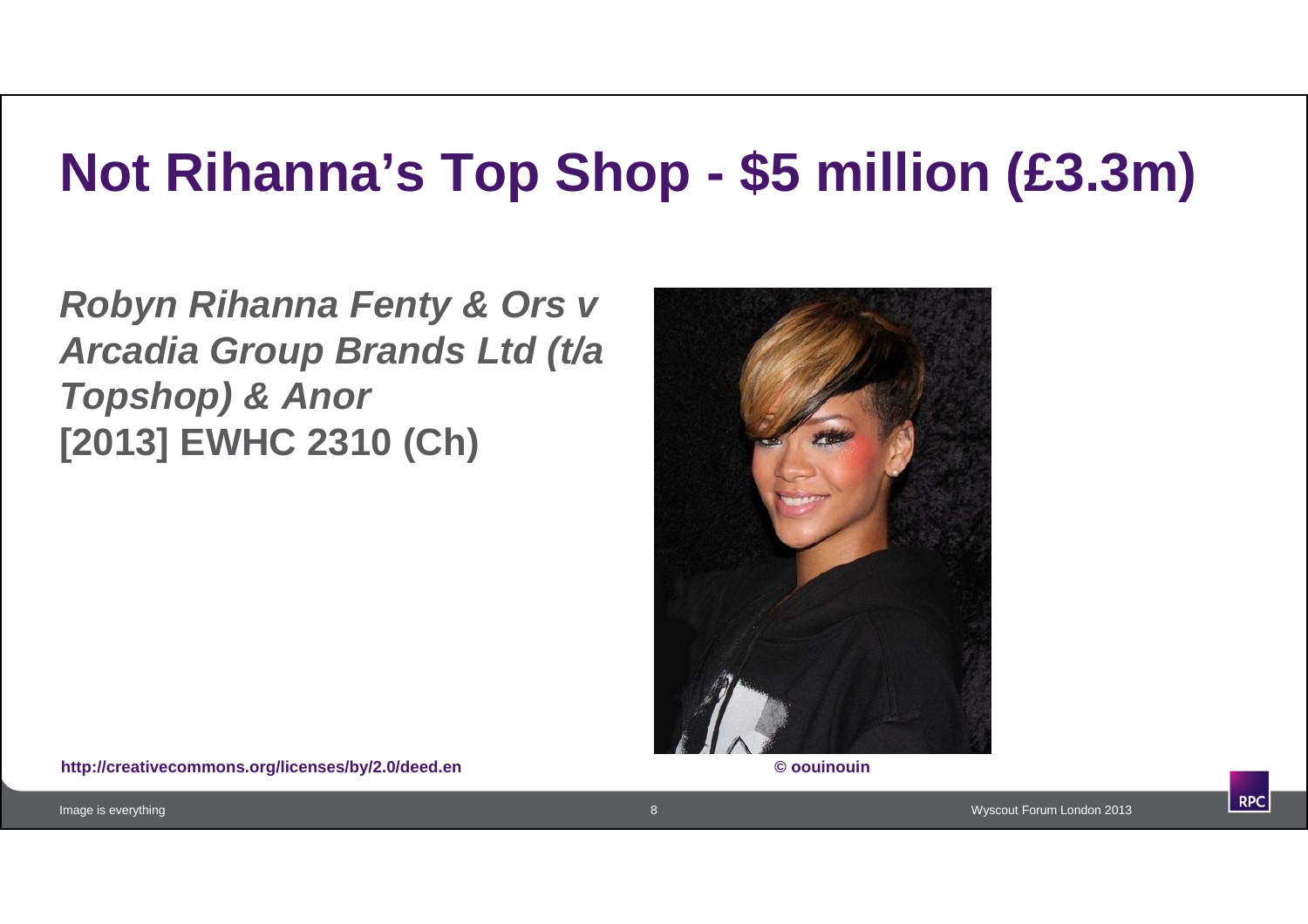# Not Rihanna's Top Shop - $5 million (£3.3m)

***Robyn Rihanna Fenty & Ors v Arcadia Group Brands Ltd (t/a Topshop) & Anor***
**[2013] EWHC 2310 (Ch)**

**http://creativecommons.org/licenses/by/2.0/deed.en**

**© oouinouin**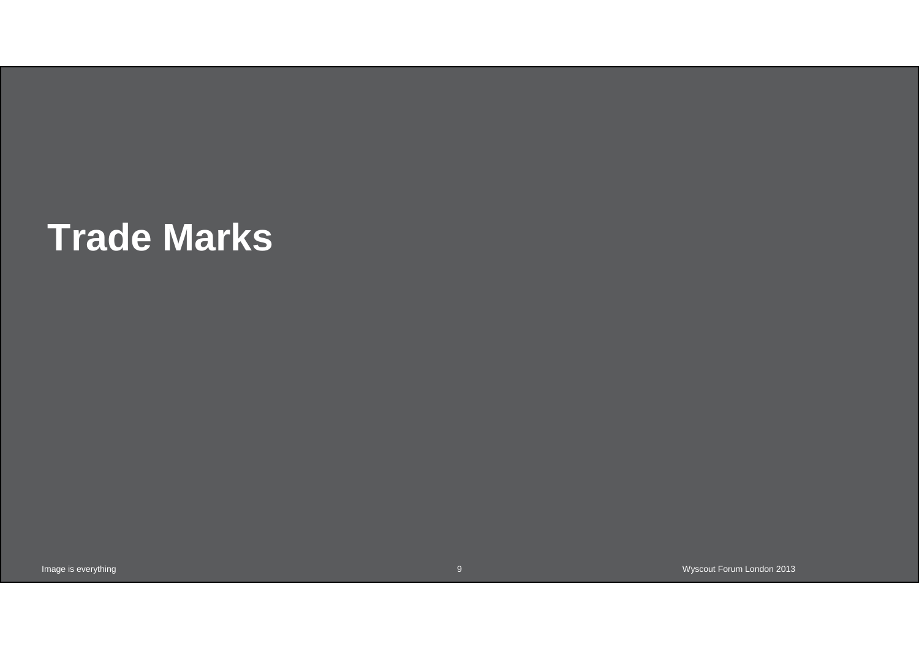# Trade Marks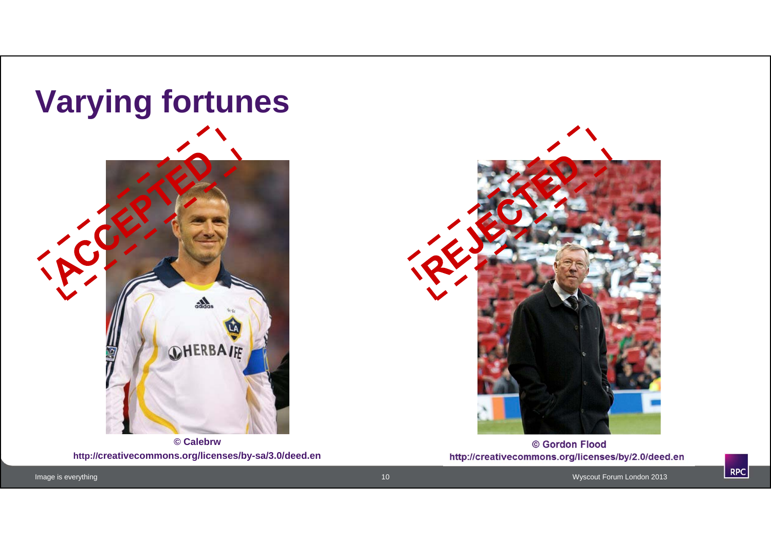# Varying fortunes

ACCEPTED

REJECTED

© Calebrw
http://creativecommons.org/licenses/by-sa/3.0/deed.en

© Gordon Flood
http://creativecommons.org/licenses/by/2.0/deed.en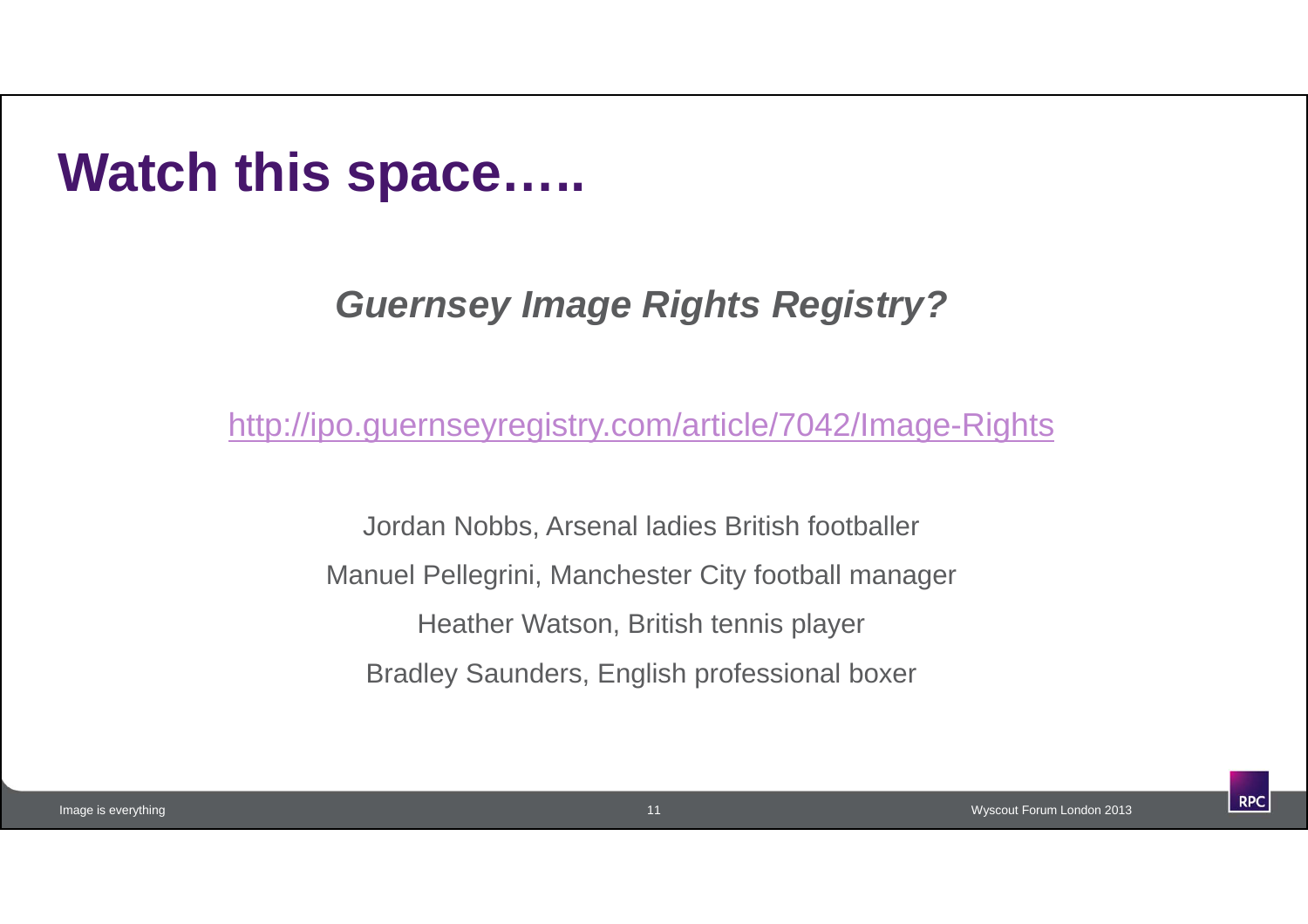# Watch this space…..

***Guernsey Image Rights Registry?***

[http://ipo.guernseyregistry.com/article/7042/Image-Rights](http://ipo.guernseyregistry.com/article/7042/Image-Rights)

Jordan Nobbs, Arsenal ladies British footballer

Manuel Pellegrini, Manchester City football manager

Heather Watson, British tennis player

Bradley Saunders, English professional boxer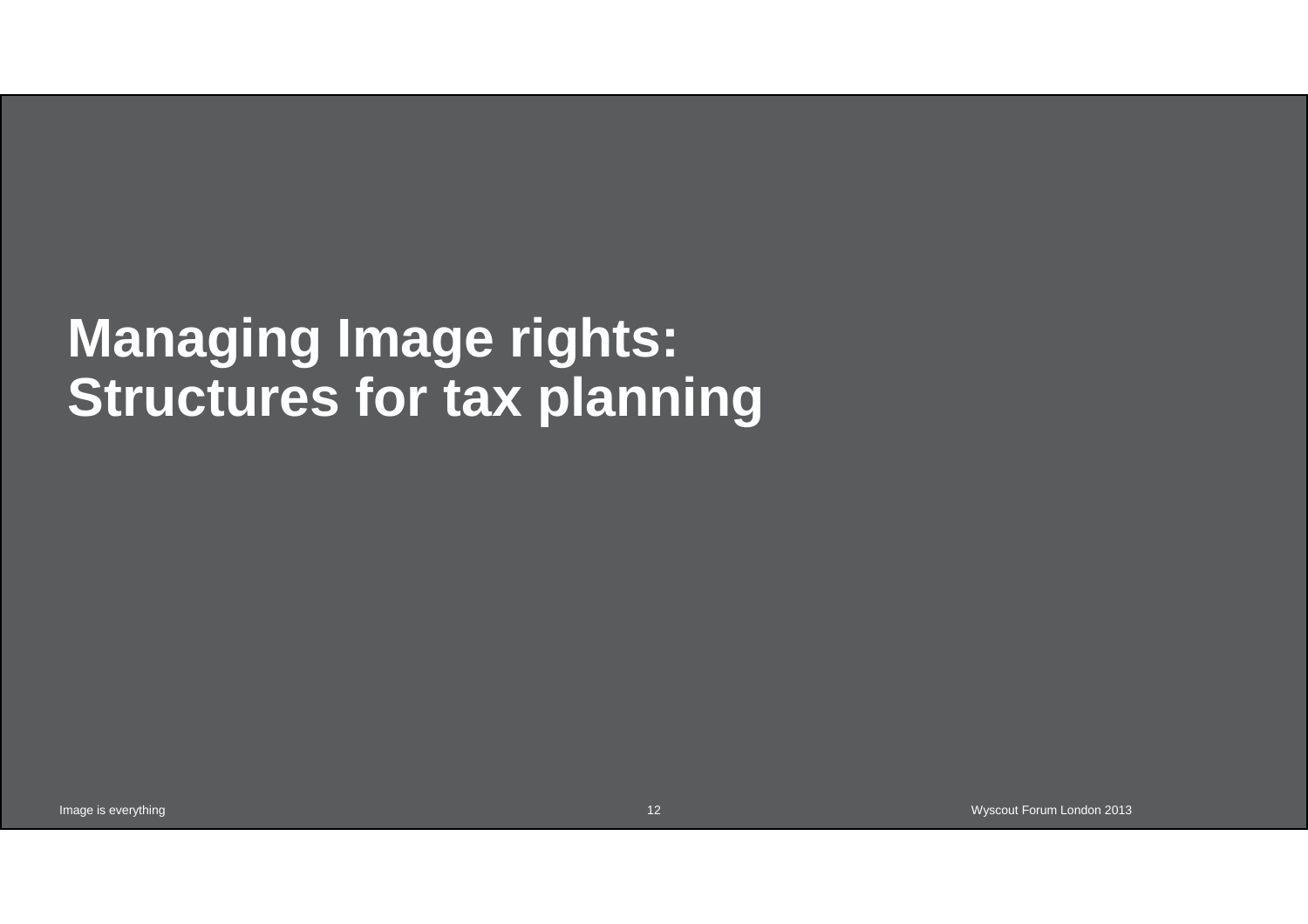# Managing Image rights: Structures for tax planning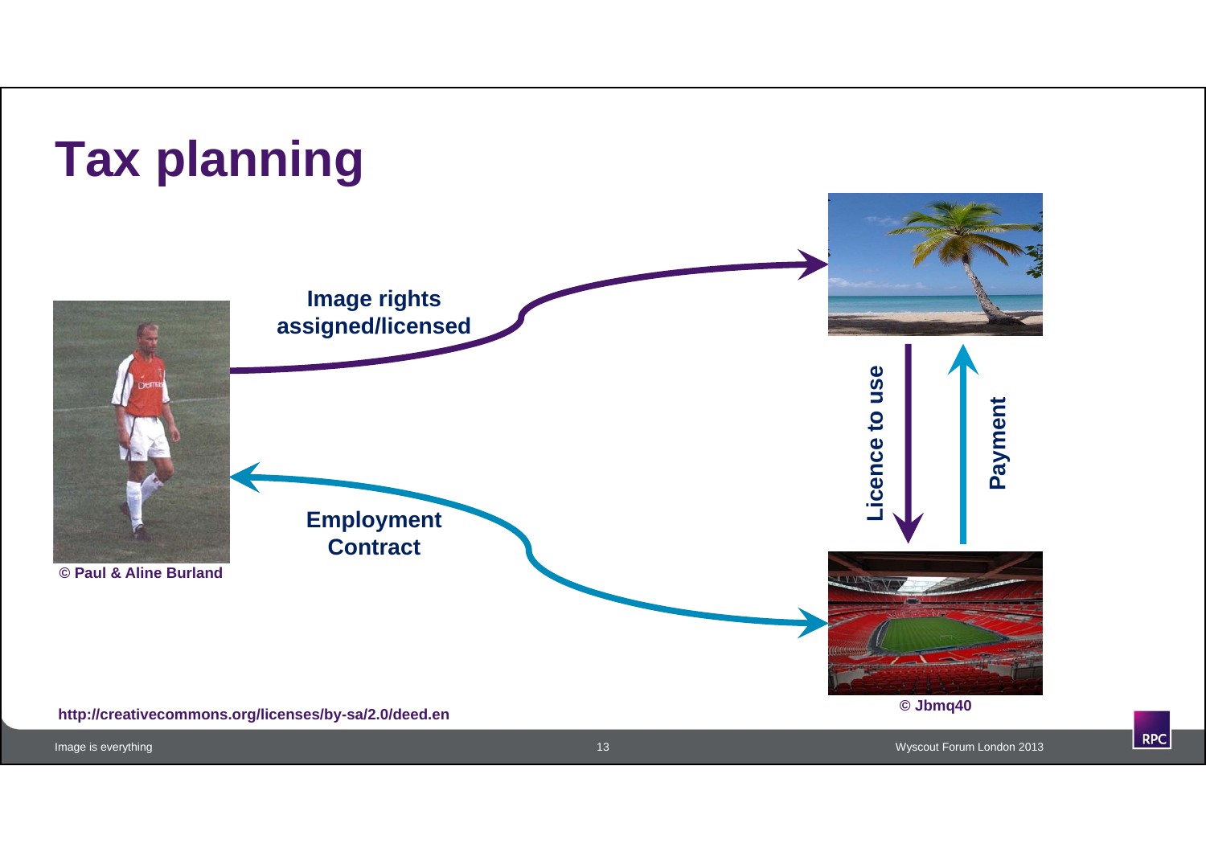# Tax planning

Image rights assigned/licensed

Employment Contract

Licence to use

Payment

© Paul & Aline Burland

© Jbmq40

http://creativecommons.org/licenses/by-sa/2.0/deed.en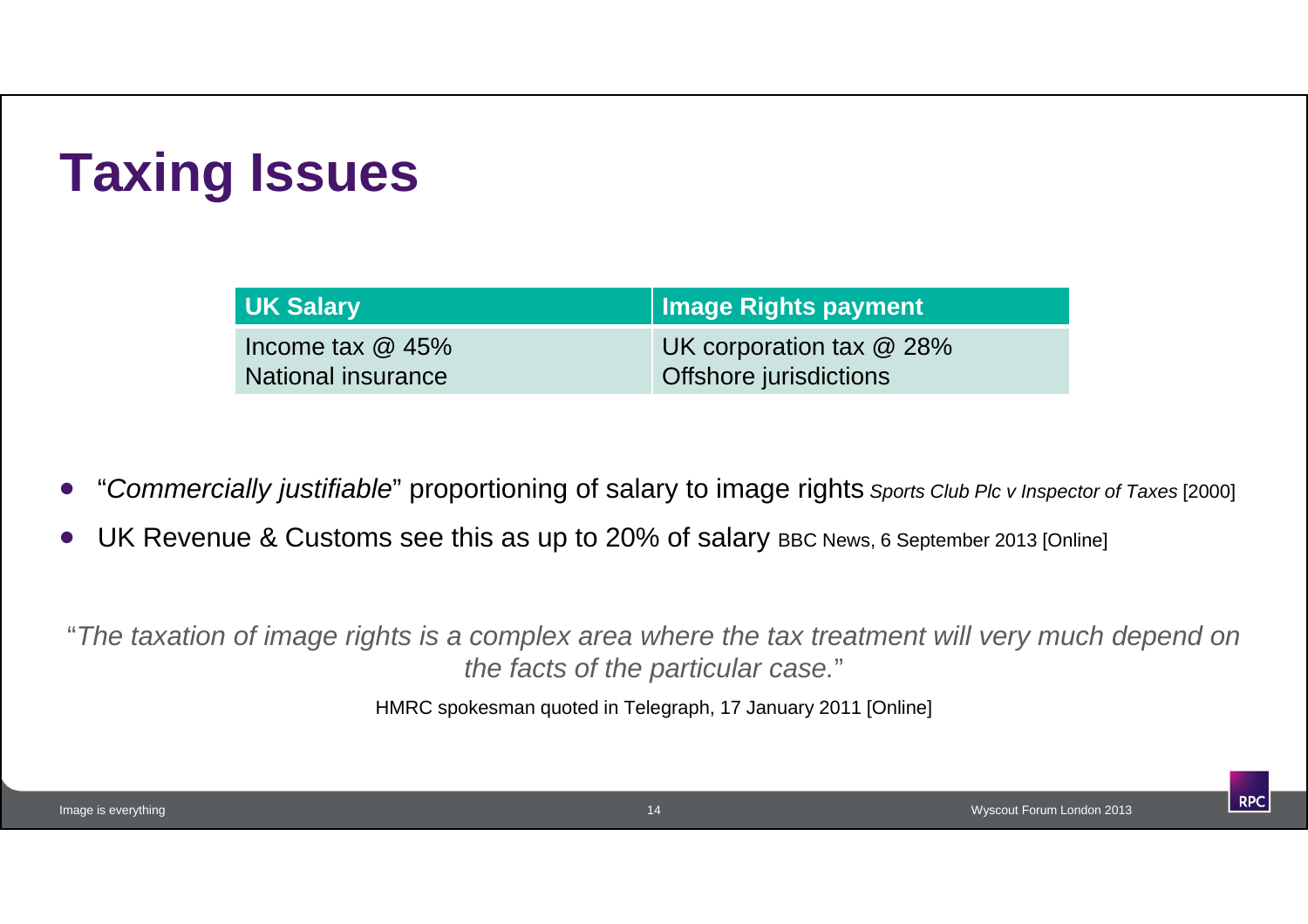# Taxing Issues

| UK Salary | Image Rights payment |
|---|---|
| Income tax @ 45%<br>National insurance | UK corporation tax @ 28%<br>Offshore jurisdictions |

- "*Commercially justifiable*" proportioning of salary to image rights *Sports Club Plc v Inspector of Taxes* [2000]
- UK Revenue & Customs see this as up to 20% of salary BBC News, 6 September 2013 [Online]

"*The taxation of image rights is a complex area where the tax treatment will very much depend on the facts of the particular case.*"

HMRC spokesman quoted in Telegraph, 17 January 2011 [Online]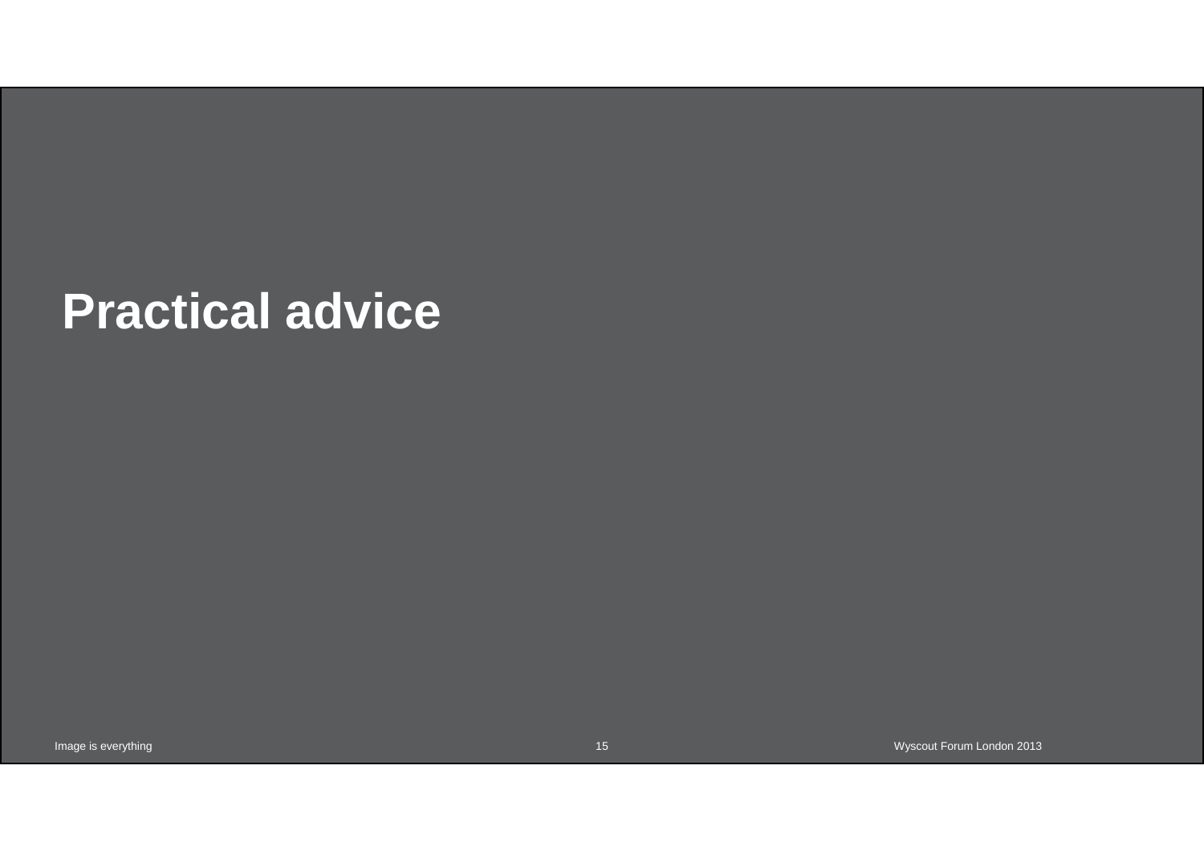# Practical advice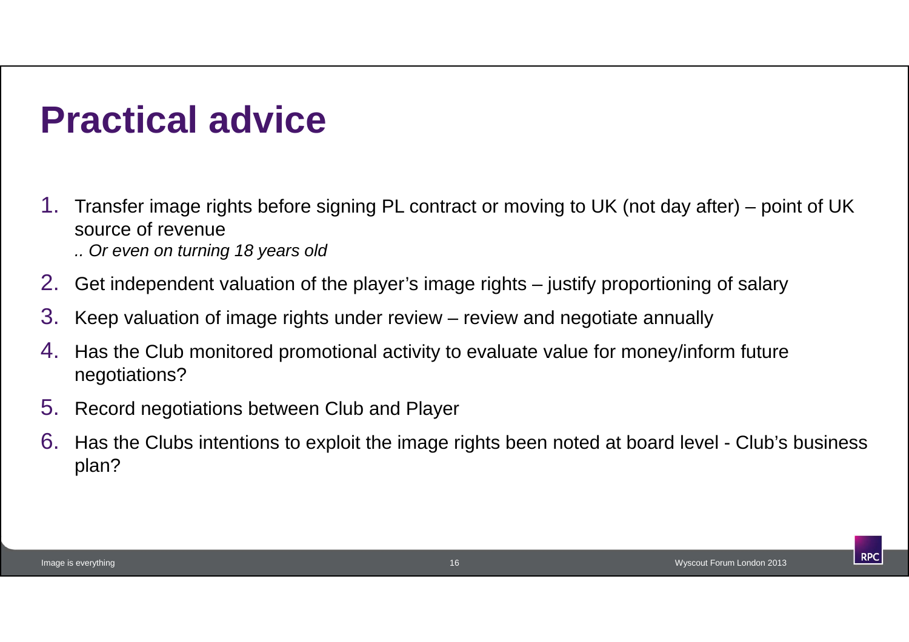# Practical advice

1. Transfer image rights before signing PL contract or moving to UK (not day after) – point of UK source of revenue
   *.. Or even on turning 18 years old*
2. Get independent valuation of the player's image rights – justify proportioning of salary
3. Keep valuation of image rights under review – review and negotiate annually
4. Has the Club monitored promotional activity to evaluate value for money/inform future negotiations?
5. Record negotiations between Club and Player
6. Has the Clubs intentions to exploit the image rights been noted at board level - Club's business plan?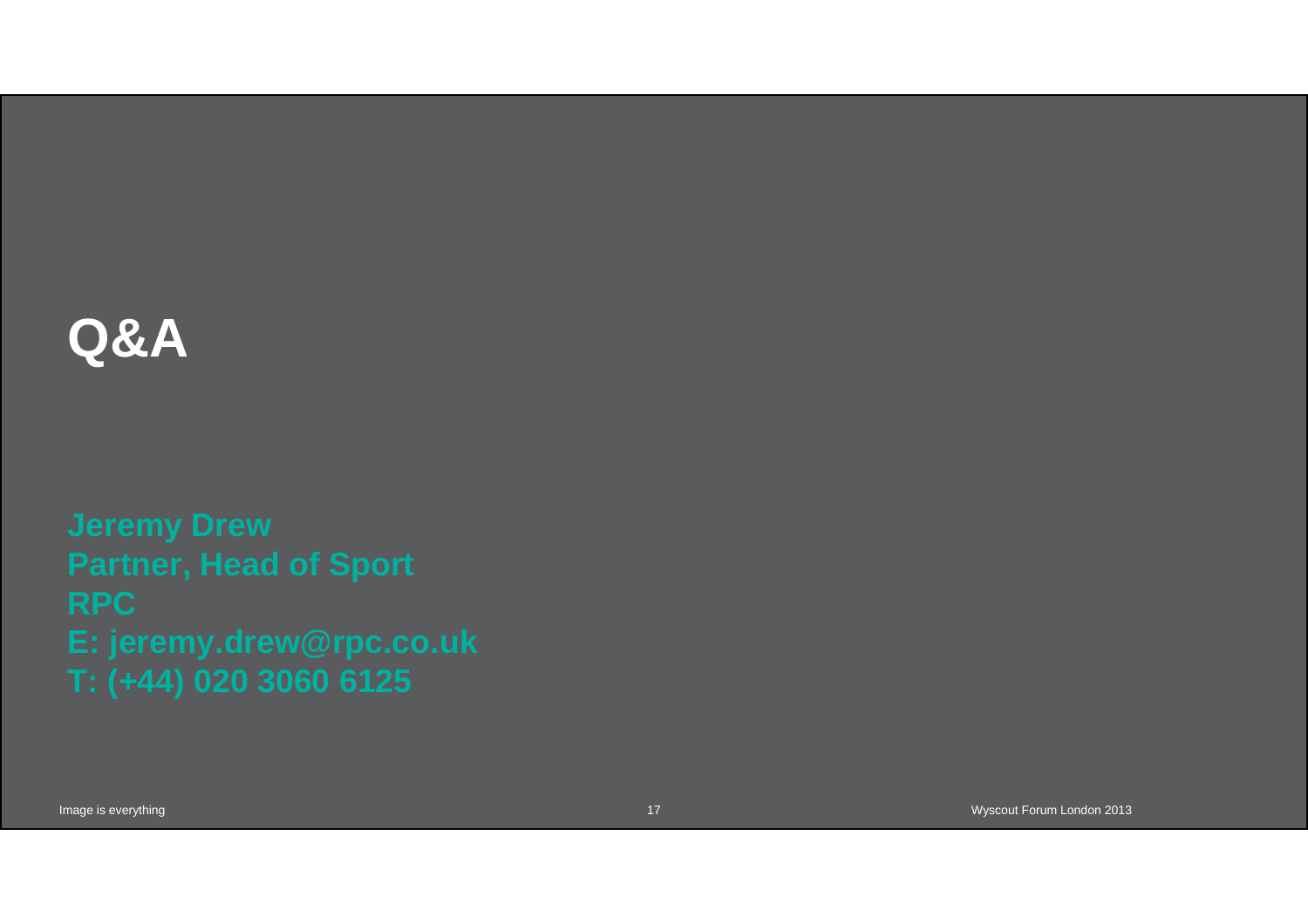# Q&A

**Jeremy Drew**
**Partner, Head of Sport**
**RPC**
**E: jeremy.drew@rpc.co.uk**
**T: (+44) 020 3060 6125**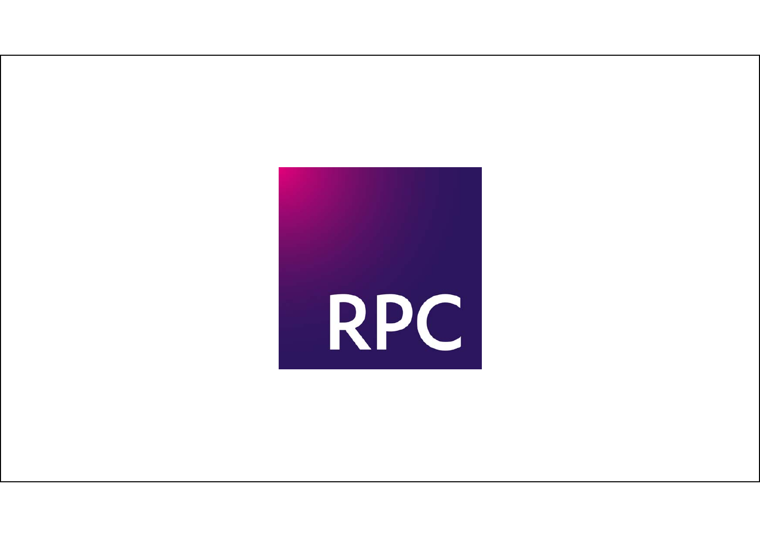RPC